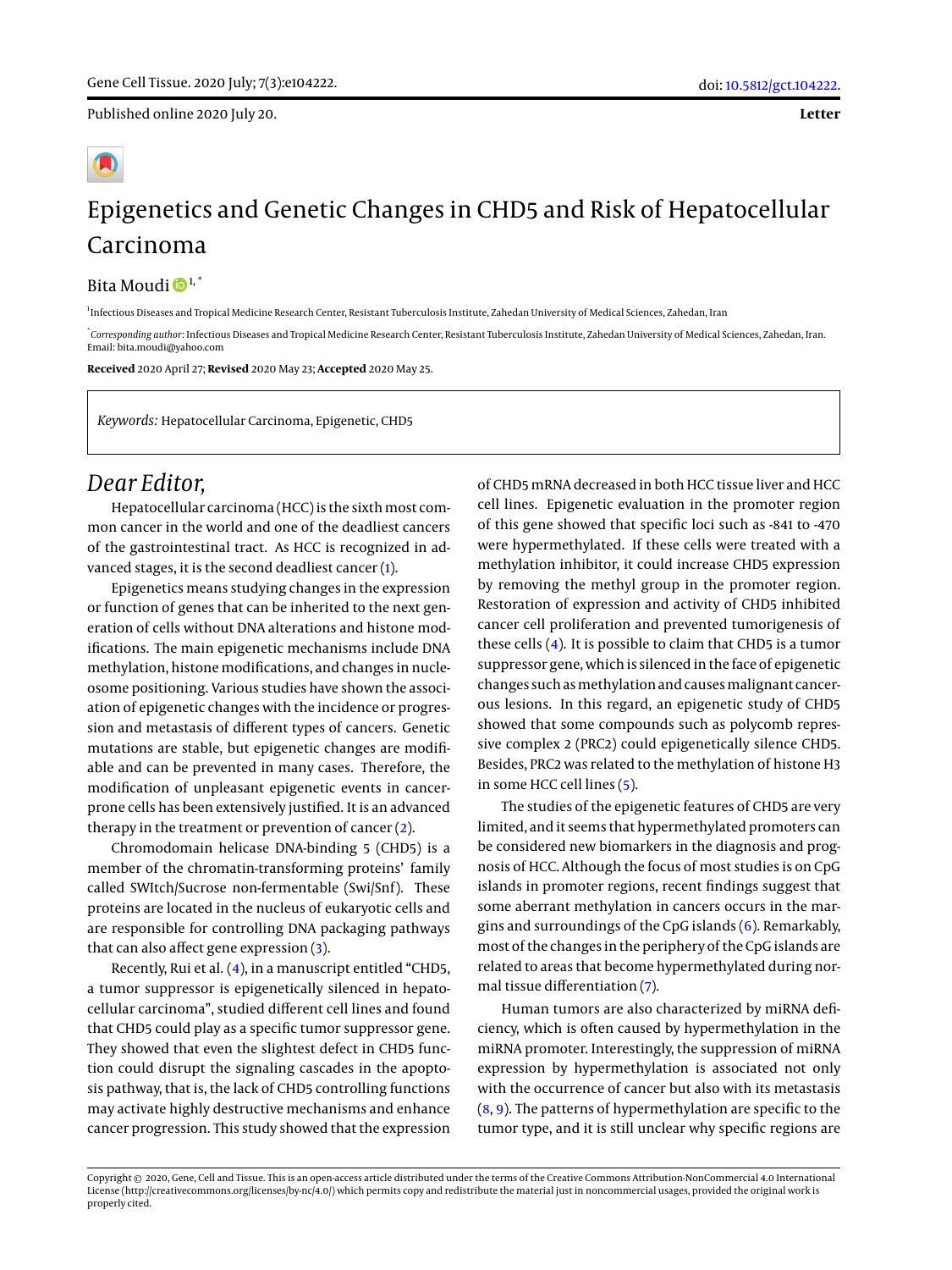Letter

# Epigenetics and Genetic Changes in CHD5 and Risk of Hepatocellular Carcinoma

Bita Moudi[1,*]

[1]Infectious Diseases and Tropical Medicine Research Center, Resistant Tuberculosis Institute, Zahedan University of Medical Sciences, Zahedan, Iran

[*]*Corresponding author*: Infectious Diseases and Tropical Medicine Research Center, Resistant Tuberculosis Institute, Zahedan University of Medical Sciences, Zahedan, Iran. Email: bita.moudi@yahoo.com

**Received** 2020 April 27; **Revised** 2020 May 23; **Accepted** 2020 May 25.

*Keywords:* Hepatocellular Carcinoma, Epigenetic, CHD5

## *Dear Editor,*

Hepatocellular carcinoma (HCC) is the sixth most common cancer in the world and one of the deadliest cancers of the gastrointestinal tract. As HCC is recognized in advanced stages, it is the second deadliest cancer (1).

Epigenetics means studying changes in the expression or function of genes that can be inherited to the next generation of cells without DNA alterations and histone modifications. The main epigenetic mechanisms include DNA methylation, histone modifications, and changes in nucleosome positioning. Various studies have shown the association of epigenetic changes with the incidence or progression and metastasis of different types of cancers. Genetic mutations are stable, but epigenetic changes are modifiable and can be prevented in many cases. Therefore, the modification of unpleasant epigenetic events in cancer-prone cells has been extensively justified. It is an advanced therapy in the treatment or prevention of cancer (2).

Chromodomain helicase DNA-binding 5 (CHD5) is a member of the chromatin-transforming proteins' family called SWItch/Sucrose non-fermentable (Swi/Snf). These proteins are located in the nucleus of eukaryotic cells and are responsible for controlling DNA packaging pathways that can also affect gene expression (3).

Recently, Rui et al. (4), in a manuscript entitled "CHD5, a tumor suppressor is epigenetically silenced in hepatocellular carcinoma", studied different cell lines and found that CHD5 could play as a specific tumor suppressor gene. They showed that even the slightest defect in CHD5 function could disrupt the signaling cascades in the apoptosis pathway, that is, the lack of CHD5 controlling functions may activate highly destructive mechanisms and enhance cancer progression. This study showed that the expression of CHD5 mRNA decreased in both HCC tissue liver and HCC cell lines. Epigenetic evaluation in the promoter region of this gene showed that specific loci such as -841 to -470 were hypermethylated. If these cells were treated with a methylation inhibitor, it could increase CHD5 expression by removing the methyl group in the promoter region. Restoration of expression and activity of CHD5 inhibited cancer cell proliferation and prevented tumorigenesis of these cells (4). It is possible to claim that CHD5 is a tumor suppressor gene, which is silenced in the face of epigenetic changes such as methylation and causes malignant cancerous lesions. In this regard, an epigenetic study of CHD5 showed that some compounds such as polycomb repressive complex 2 (PRC2) could epigenetically silence CHD5. Besides, PRC2 was related to the methylation of histone H3 in some HCC cell lines (5).

The studies of the epigenetic features of CHD5 are very limited, and it seems that hypermethylated promoters can be considered new biomarkers in the diagnosis and prognosis of HCC. Although the focus of most studies is on CpG islands in promoter regions, recent findings suggest that some aberrant methylation in cancers occurs in the margins and surroundings of the CpG islands (6). Remarkably, most of the changes in the periphery of the CpG islands are related to areas that become hypermethylated during normal tissue differentiation (7).

Human tumors are also characterized by miRNA deficiency, which is often caused by hypermethylation in the miRNA promoter. Interestingly, the suppression of miRNA expression by hypermethylation is associated not only with the occurrence of cancer but also with its metastasis (8, 9). The patterns of hypermethylation are specific to the tumor type, and it is still unclear why specific regions are

Copyright © 2020, Gene, Cell and Tissue. This is an open-access article distributed under the terms of the Creative Commons Attribution-NonCommercial 4.0 International License (http://creativecommons.org/licenses/by-nc/4.0/) which permits copy and redistribute the material just in noncommercial usages, provided the original work is properly cited.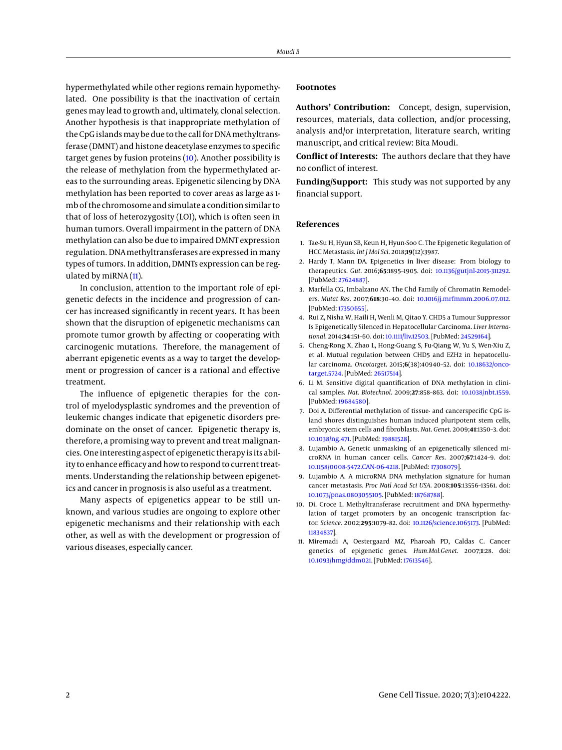hypermethylated while other regions remain hypomethylated. One possibility is that the inactivation of certain genes may lead to growth and, ultimately, clonal selection. Another hypothesis is that inappropriate methylation of the CpG islands may be due to the call for DNA methyltransferase (DMNT) and histone deacetylase enzymes to specific target genes by fusion proteins (10). Another possibility is the release of methylation from the hypermethylated areas to the surrounding areas. Epigenetic silencing by DNA methylation has been reported to cover areas as large as 1-mb of the chromosome and simulate a condition similar to that of loss of heterozygosity (LOI), which is often seen in human tumors. Overall impairment in the pattern of DNA methylation can also be due to impaired DMNT expression regulation. DNA methyltransferases are expressed in many types of tumors. In addition, DMNTs expression can be regulated by miRNA (11).

In conclusion, attention to the important role of epigenetic defects in the incidence and progression of cancer has increased significantly in recent years. It has been shown that the disruption of epigenetic mechanisms can promote tumor growth by affecting or cooperating with carcinogenic mutations. Therefore, the management of aberrant epigenetic events as a way to target the development or progression of cancer is a rational and effective treatment.

The influence of epigenetic therapies for the control of myelodysplastic syndromes and the prevention of leukemic changes indicate that epigenetic disorders predominate on the onset of cancer. Epigenetic therapy is, therefore, a promising way to prevent and treat malignancies. One interesting aspect of epigenetic therapy is its ability to enhance efficacy and how to respond to current treatments. Understanding the relationship between epigenetics and cancer in prognosis is also useful as a treatment.

Many aspects of epigenetics appear to be still unknown, and various studies are ongoing to explore other epigenetic mechanisms and their relationship with each other, as well as with the development or progression of various diseases, especially cancer.

## Footnotes

**Authors' Contribution:** Concept, design, supervision, resources, materials, data collection, and/or processing, analysis and/or interpretation, literature search, writing manuscript, and critical review: Bita Moudi.

**Conflict of Interests:** The authors declare that they have no conflict of interest.

**Funding/Support:** This study was not supported by any financial support.

## References

1. Tae-Su H, Hyun SB, Keun H, Hyun-Soo C. The Epigenetic Regulation of HCC Metastasis. *Int J Mol Sci*. 2018;**19**(12):3987.
2. Hardy T, Mann DA. Epigenetics in liver disease: From biology to therapeutics. *Gut*. 2016;**65**:1895–1905. doi: 10.1136/gutjnl-2015-311292. [PubMed: 27624887].
3. Marfella CG, Imbalzano AN. The Chd Family of Chromatin Remodelers. *Mutat Res*. 2007;**618**:30–40. doi: 10.1016/j.mrfmmm.2006.07.012. [PubMed: 17350655].
4. Rui Z, Nisha W, Haili H, Wenli M, Qitao Y. CHD5 a Tumour Suppressor Is Epigenetically Silenced in Hepatocellular Carcinoma. *Liver International*. 2014;**34**:151–60. doi: 10.1111/liv.12503. [PubMed: 24529164].
5. Cheng-Rong X, Zhao L, Hong-Guang S, Fu-Qiang W, Yu S, Wen-Xiu Z, et al. Mutual regulation between CHD5 and EZH2 in hepatocellular carcinoma. *Oncotarget*. 2015;**6**(38):40940–52. doi: 10.18632/oncotarget.5724. [PubMed: 26517514].
6. Li M. Sensitive digital quantification of DNA methylation in clinical samples. *Nat. Biotechnol*. 2009;**27**:858–863. doi: 10.1038/nbt.1559. [PubMed: 19684580].
7. Doi A. Differential methylation of tissue- and cancerspecific CpG island shores distinguishes human induced pluripotent stem cells, embryonic stem cells and fibroblasts. *Nat. Genet*. 2009;**41**:1350–3. doi: 10.1038/ng.471. [PubMed: 19881528].
8. Lujambio A. Genetic unmasking of an epigenetically silenced microRNA in human cancer cells. *Cancer Res*. 2007;**67**:1424–9. doi: 10.1158/0008-5472.CAN-06-4218. [PubMed: 17308079].
9. Lujambio A. A microRNA DNA methylation signature for human cancer metastasis. *Proc Natl Acad Sci USA*. 2008;**105**:13556–13561. doi: 10.1073/pnas.0803055105. [PubMed: 18768788].
10. Di. Croce L. Methyltransferase recruitment and DNA hypermethylation of target promoters by an oncogenic transcription factor. *Science*. 2002;**295**:1079–82. doi: 10.1126/science.1065173. [PubMed: 11834837].
11. Miremadi A, Oestergaard MZ, Pharoah PD, Caldas C. Cancer genetics of epigenetic genes. *Hum.Mol.Genet*. 2007;**1**:28. doi: 10.1093/hmg/ddm021. [PubMed: 17613546].